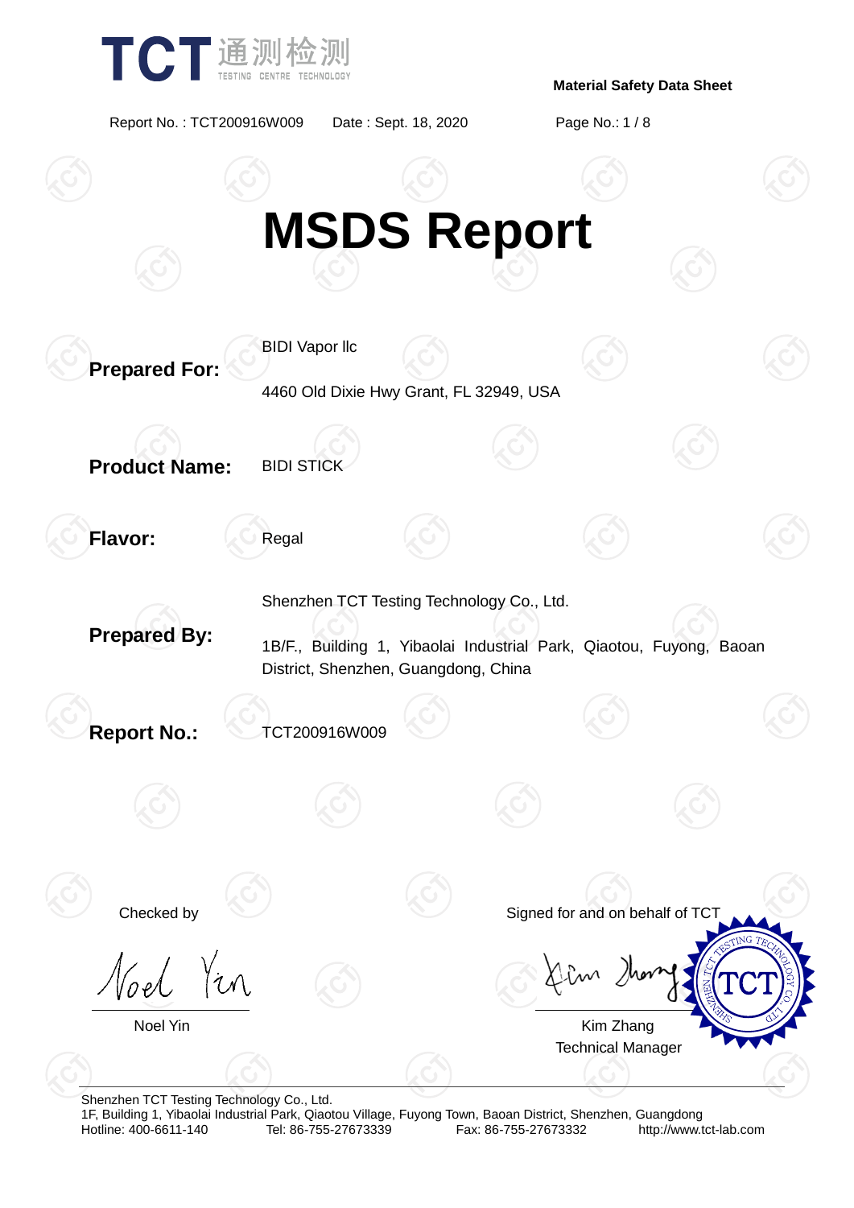**Material Safety Data Sheet**

Report No. : TCT200916W009 Date : Sept. 18, 2020

# MSDS Report

**Prepared For:** BIDI Vapor llc

4460 Old Dixie Hwy Grant, FL 32949, USA

**Product Name:** BIDI STICK

**Flavor:** Regal

**Prepared By:** Shenzhen TCT Testing Technology Co., Ltd.

1B/F., Building 1, Yibaolai Industrial Park, Qiaotou, Fuyong, Baoan District, Shenzhen, Guangdong, China

**Report No.:** TCT200916W009

Checked by

Noel Yin

Signed for and on behalf of TCT

Kim Zhang
Technical Manager

Shenzhen TCT Testing Technology Co., Ltd.
1F, Building 1, Yibaolai Industrial Park, Qiaotou Village, Fuyong Town, Baoan District, Shenzhen, Guangdong
Hotline: 400-6611-140 Tel: 86-755-27673339 Fax: 86-755-27673332 http://www.tct-lab.com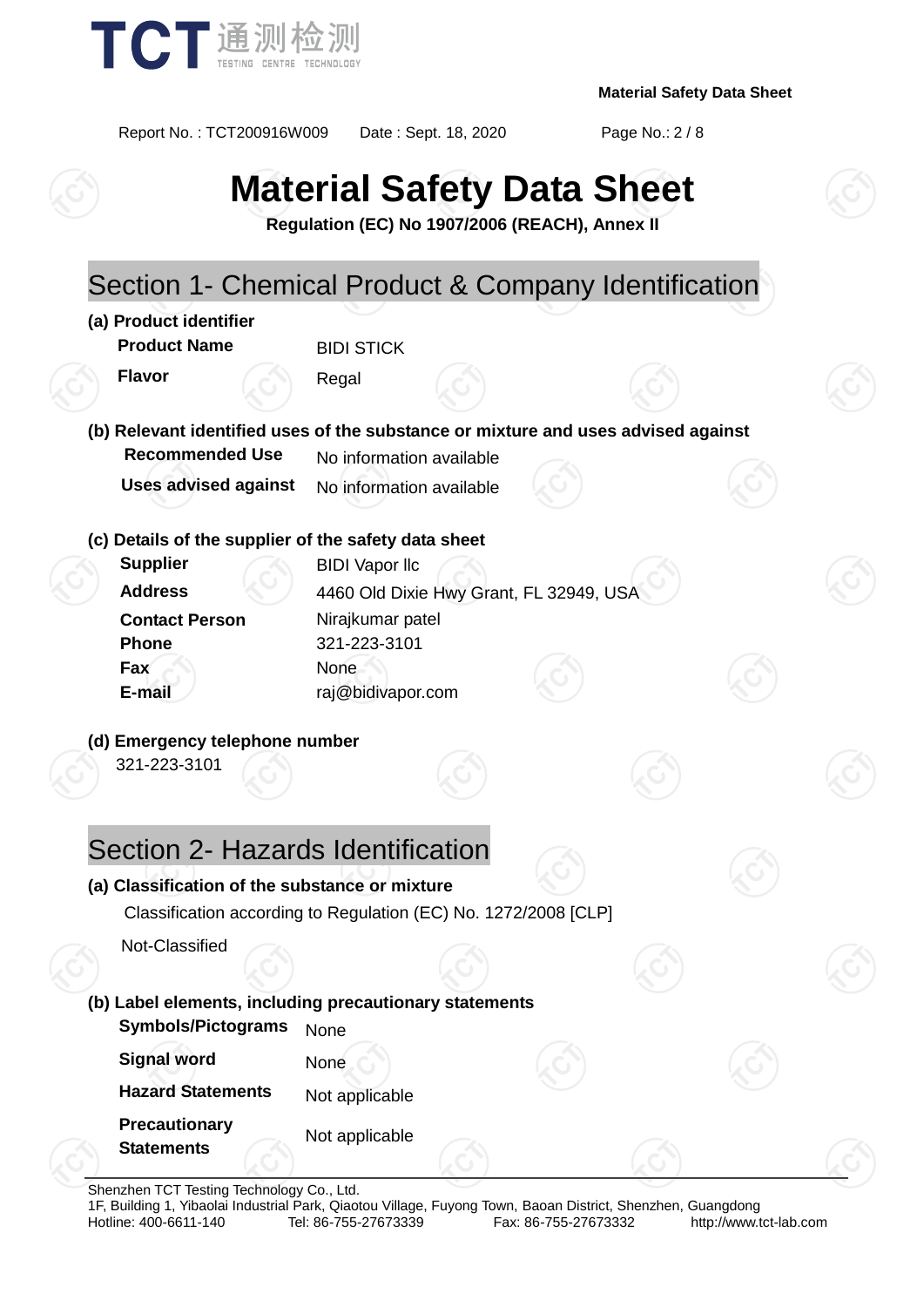# Material Safety Data Sheet

**Regulation (EC) No 1907/2006 (REACH), Annex II**

## Section 1- Chemical Product & Company Identification

**(a) Product identifier**

| | |
|---|---|
| **Product Name** | BIDI STICK |
| **Flavor** | Regal |

**(b) Relevant identified uses of the substance or mixture and uses advised against**

| | |
|---|---|
| **Recommended Use** | No information available |
| **Uses advised against** | No information available |

**(c) Details of the supplier of the safety data sheet**

| | |
|---|---|
| **Supplier** | BIDI Vapor llc |
| **Address** | 4460 Old Dixie Hwy Grant, FL 32949, USA |
| **Contact Person** | Nirajkumar patel |
| **Phone** | 321-223-3101 |
| **Fax** | None |
| **E-mail** | raj@bidivapor.com |

**(d) Emergency telephone number**

321-223-3101

## Section 2- Hazards Identification

**(a) Classification of the substance or mixture**

Classification according to Regulation (EC) No. 1272/2008 [CLP]

Not-Classified

**(b) Label elements, including precautionary statements**

| | |
|---|---|
| **Symbols/Pictograms** | None |
| **Signal word** | None |
| **Hazard Statements** | Not applicable |
| **Precautionary Statements** | Not applicable |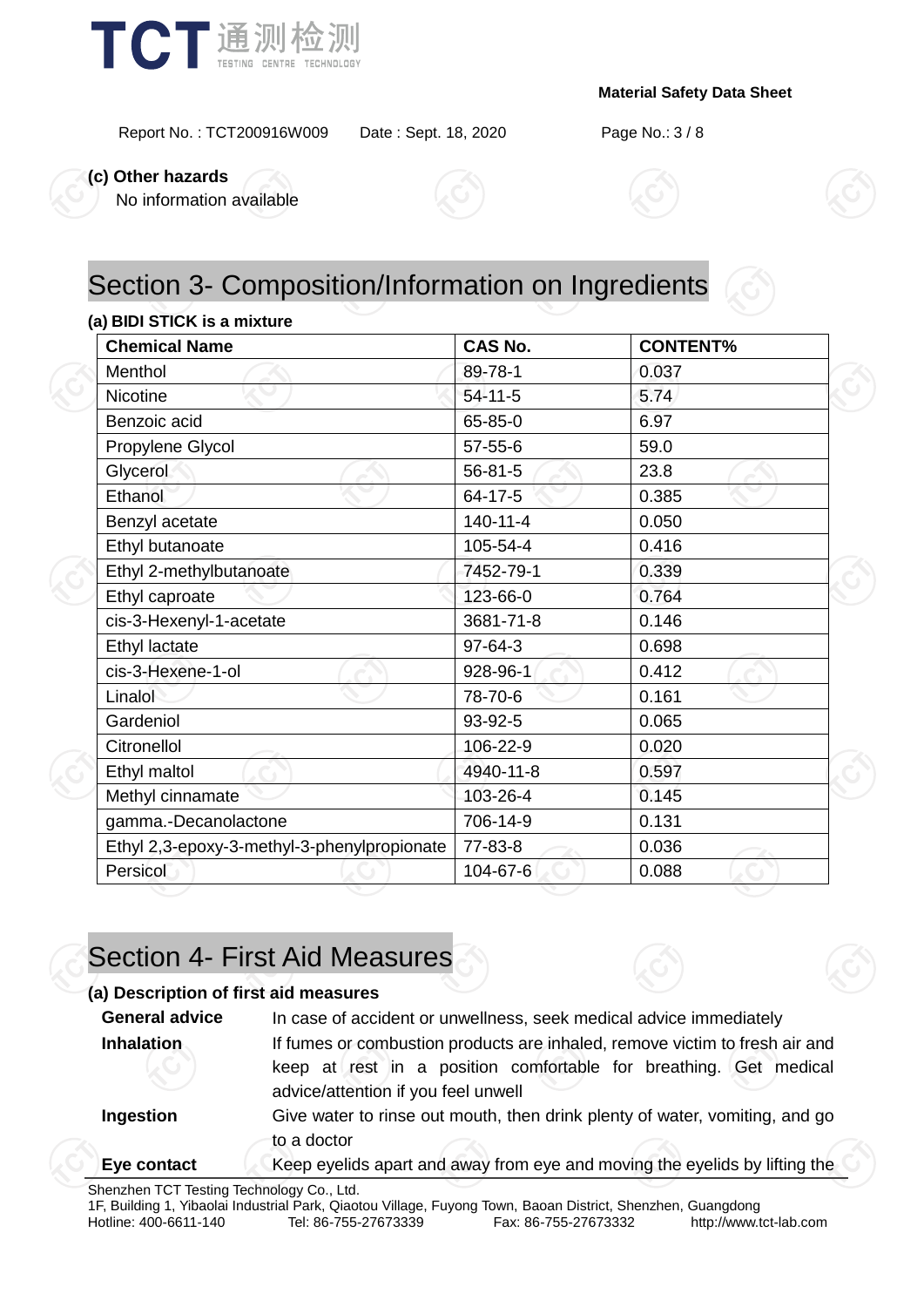**(c) Other hazards**

No information available

# Section 3- Composition/Information on Ingredients

**(a) BIDI STICK is a mixture**

| Chemical Name | CAS No. | CONTENT% |
|---|---|---|
| Menthol | 89-78-1 | 0.037 |
| Nicotine | 54-11-5 | 5.74 |
| Benzoic acid | 65-85-0 | 6.97 |
| Propylene Glycol | 57-55-6 | 59.0 |
| Glycerol | 56-81-5 | 23.8 |
| Ethanol | 64-17-5 | 0.385 |
| Benzyl acetate | 140-11-4 | 0.050 |
| Ethyl butanoate | 105-54-4 | 0.416 |
| Ethyl 2-methylbutanoate | 7452-79-1 | 0.339 |
| Ethyl caproate | 123-66-0 | 0.764 |
| cis-3-Hexenyl-1-acetate | 3681-71-8 | 0.146 |
| Ethyl lactate | 97-64-3 | 0.698 |
| cis-3-Hexene-1-ol | 928-96-1 | 0.412 |
| Linalol | 78-70-6 | 0.161 |
| Gardeniol | 93-92-5 | 0.065 |
| Citronellol | 106-22-9 | 0.020 |
| Ethyl maltol | 4940-11-8 | 0.597 |
| Methyl cinnamate | 103-26-4 | 0.145 |
| gamma.-Decanolactone | 706-14-9 | 0.131 |
| Ethyl 2,3-epoxy-3-methyl-3-phenylpropionate | 77-83-8 | 0.036 |
| Persicol | 104-67-6 | 0.088 |

# Section 4- First Aid Measures

**(a) Description of first aid measures**

**General advice** In case of accident or unwellness, seek medical advice immediately

**Inhalation** If fumes or combustion products are inhaled, remove victim to fresh air and keep at rest in a position comfortable for breathing. Get medical advice/attention if you feel unwell

**Ingestion** Give water to rinse out mouth, then drink plenty of water, vomiting, and go to a doctor

**Eye contact** Keep eyelids apart and away from eye and moving the eyelids by lifting the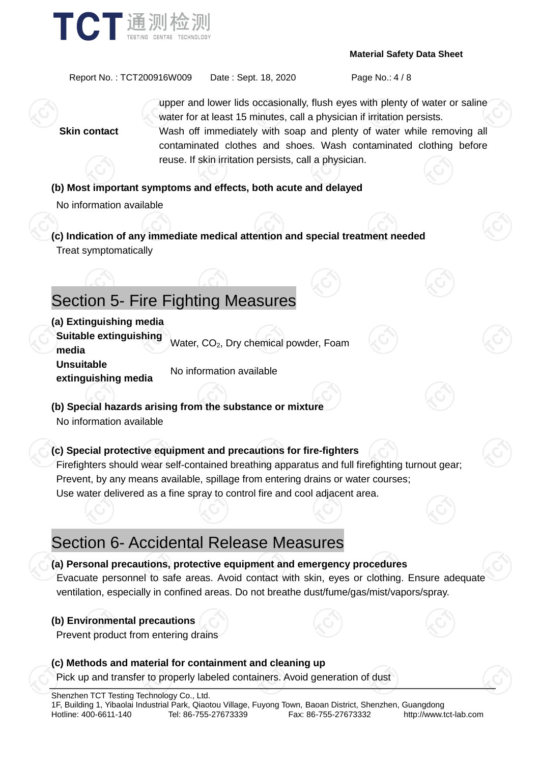| | |
|---|---|
| | upper and lower lids occasionally, flush eyes with plenty of water or saline water for at least 15 minutes, call a physician if irritation persists. |
| **Skin contact** | Wash off immediately with soap and plenty of water while removing all contaminated clothes and shoes. Wash contaminated clothing before reuse. If skin irritation persists, call a physician. |

**(b) Most important symptoms and effects, both acute and delayed**

No information available

**(c) Indication of any immediate medical attention and special treatment needed**

Treat symptomatically

## Section 5- Fire Fighting Measures

**(a) Extinguishing media**

| | |
|---|---|
| **Suitable extinguishing media** | Water, $CO_2$, Dry chemical powder, Foam |
| **Unsuitable extinguishing media** | No information available |

**(b) Special hazards arising from the substance or mixture**

No information available

**(c) Special protective equipment and precautions for fire-fighters**

Firefighters should wear self-contained breathing apparatus and full firefighting turnout gear;
Prevent, by any means available, spillage from entering drains or water courses;
Use water delivered as a fine spray to control fire and cool adjacent area.

## Section 6- Accidental Release Measures

**(a) Personal precautions, protective equipment and emergency procedures**

Evacuate personnel to safe areas. Avoid contact with skin, eyes or clothing. Ensure adequate ventilation, especially in confined areas. Do not breathe dust/fume/gas/mist/vapors/spray.

**(b) Environmental precautions**

Prevent product from entering drains

**(c) Methods and material for containment and cleaning up**

Pick up and transfer to properly labeled containers. Avoid generation of dust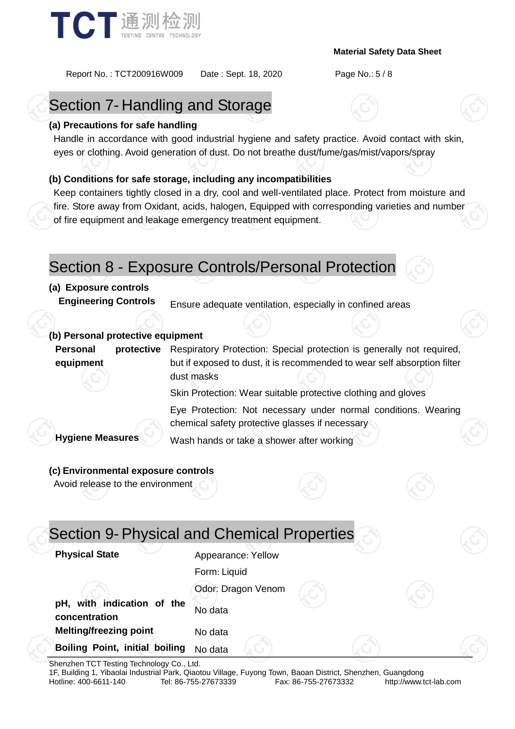## Section 7- Handling and Storage

**(a) Precautions for safe handling**

Handle in accordance with good industrial hygiene and safety practice. Avoid contact with skin, eyes or clothing. Avoid generation of dust. Do not breathe dust/fume/gas/mist/vapors/spray

**(b) Conditions for safe storage, including any incompatibilities**

Keep containers tightly closed in a dry, cool and well-ventilated place. Protect from moisture and fire. Store away from Oxidant, acids, halogen, Equipped with corresponding varieties and number of fire equipment and leakage emergency treatment equipment.

## Section 8 - Exposure Controls/Personal Protection

**(a) Exposure controls**

| | |
|---|---|
| **Engineering Controls** | Ensure adequate ventilation, especially in confined areas |

**(b) Personal protective equipment**

| | |
|---|---|
| **Personal protective equipment** | Respiratory Protection: Special protection is generally not required, but if exposed to dust, it is recommended to wear self absorption filter dust masks |
| | Skin Protection: Wear suitable protective clothing and gloves |
| | Eye Protection: Not necessary under normal conditions. Wearing chemical safety protective glasses if necessary |
| **Hygiene Measures** | Wash hands or take a shower after working |

**(c) Environmental exposure controls**

Avoid release to the environment

## Section 9- Physical and Chemical Properties

| | |
|---|---|
| **Physical State** | Appearance: Yellow |
| | Form: Liquid |
| | Odor: Dragon Venom |
| **pH, with indication of the concentration** | No data |
| **Melting/freezing point** | No data |
| **Boiling Point, initial boiling** | No data |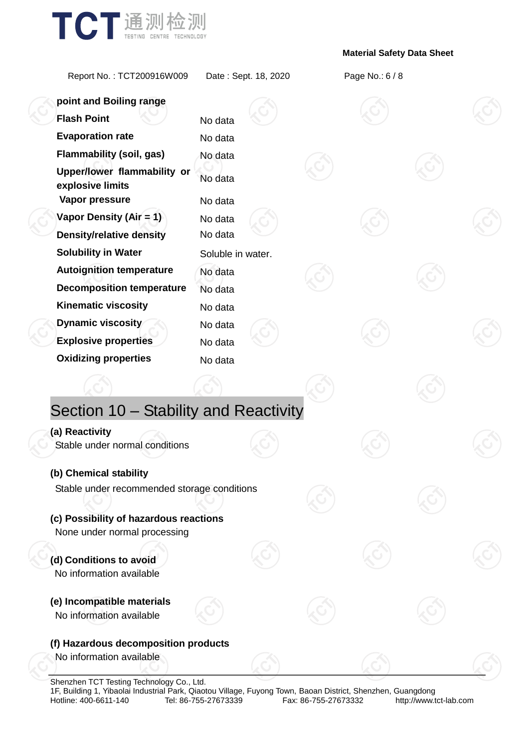| | |
|---|---|
| **point and Boiling range** | |
| **Flash Point** | No data |
| **Evaporation rate** | No data |
| **Flammability (soil, gas)** | No data |
| **Upper/lower flammability or explosive limits** | No data |
| **Vapor pressure** | No data |
| **Vapor Density (Air = 1)** | No data |
| **Density/relative density** | No data |
| **Solubility in Water** | Soluble in water. |
| **Autoignition temperature** | No data |
| **Decomposition temperature** | No data |
| **Kinematic viscosity** | No data |
| **Dynamic viscosity** | No data |
| **Explosive properties** | No data |
| **Oxidizing properties** | No data |

## Section 10 – Stability and Reactivity

**(a) Reactivity**

Stable under normal conditions

**(b) Chemical stability**

Stable under recommended storage conditions

**(c) Possibility of hazardous reactions**

None under normal processing

**(d) Conditions to avoid**

No information available

**(e) Incompatible materials**

No information available

**(f) Hazardous decomposition products**

No information available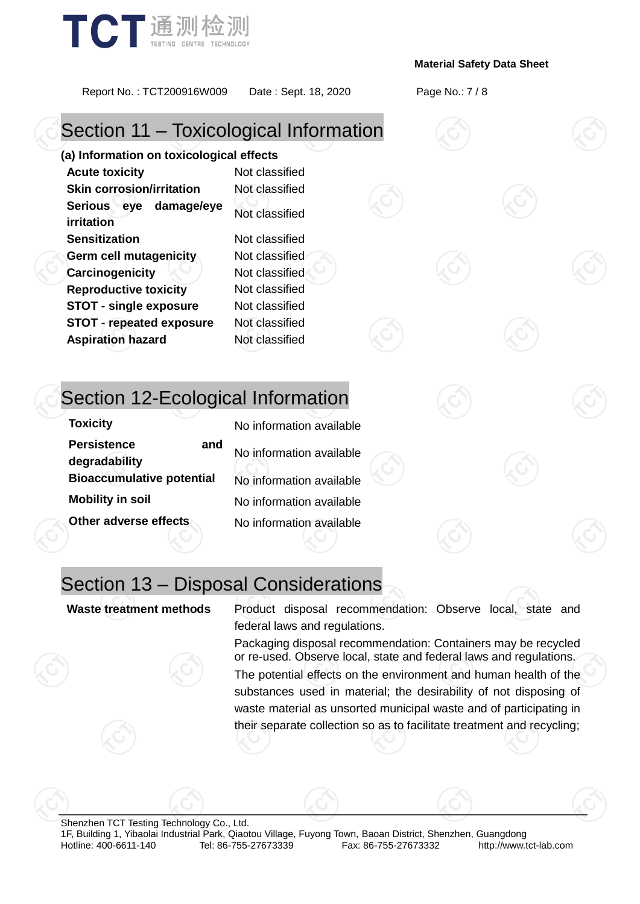# Section 11 – Toxicological Information

**(a) Information on toxicological effects**

| | |
|---|---|
| **Acute toxicity** | Not classified |
| **Skin corrosion/irritation** | Not classified |
| **Serious eye damage/eye irritation** | Not classified |
| **Sensitization** | Not classified |
| **Germ cell mutagenicity** | Not classified |
| **Carcinogenicity** | Not classified |
| **Reproductive toxicity** | Not classified |
| **STOT - single exposure** | Not classified |
| **STOT - repeated exposure** | Not classified |
| **Aspiration hazard** | Not classified |

# Section 12-Ecological Information

| | |
|---|---|
| **Toxicity** | No information available |
| **Persistence and degradability** | No information available |
| **Bioaccumulative potential** | No information available |
| **Mobility in soil** | No information available |
| **Other adverse effects** | No information available |

# Section 13 – Disposal Considerations

| | |
|---|---|
| **Waste treatment methods** | Product disposal recommendation: Observe local, state and federal laws and regulations.<br>Packaging disposal recommendation: Containers may be recycled or re-used. Observe local, state and federal laws and regulations.<br>The potential effects on the environment and human health of the substances used in material; the desirability of not disposing of waste material as unsorted municipal waste and of participating in their separate collection so as to facilitate treatment and recycling; |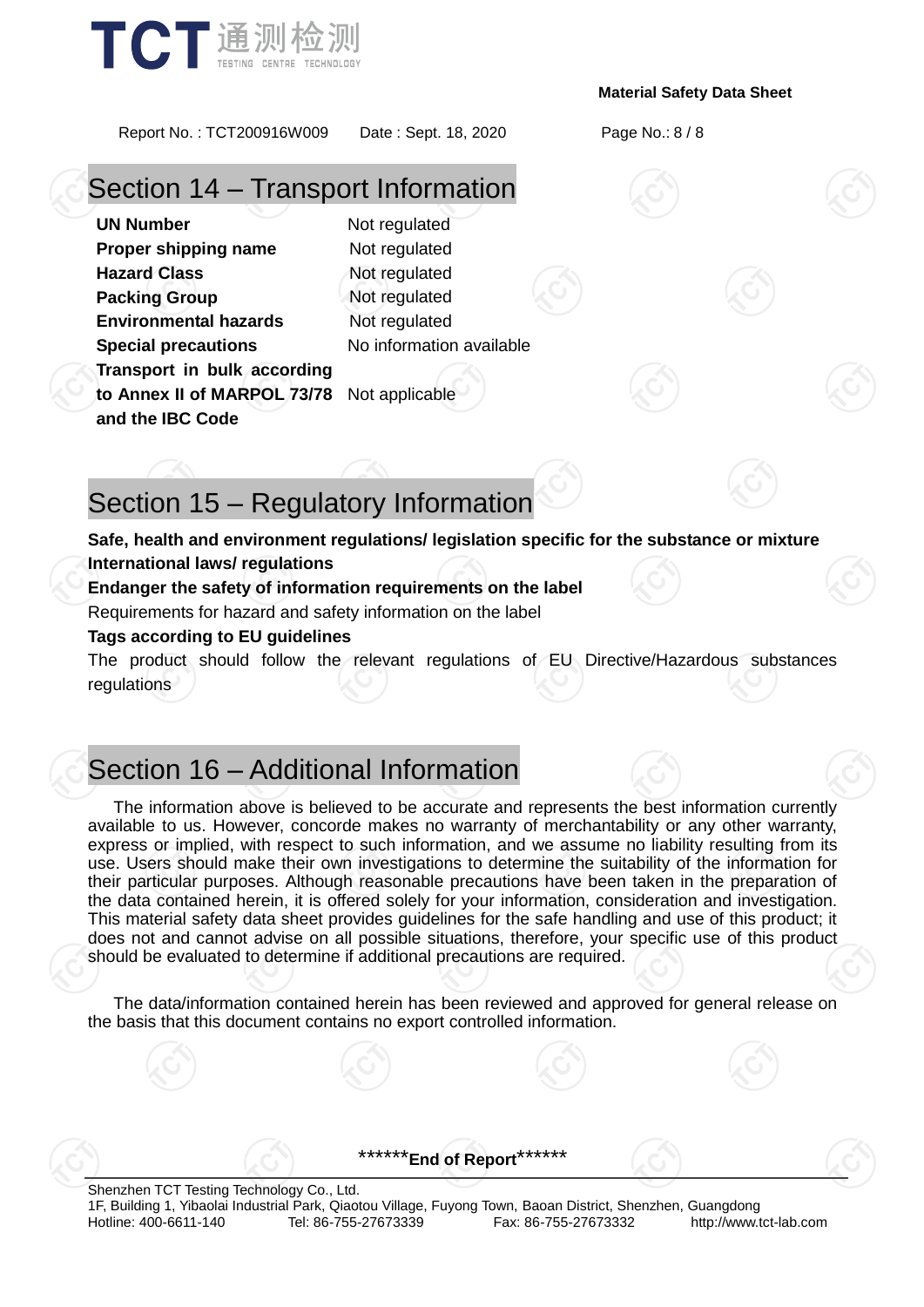## Section 14 – Transport Information

| | |
|---|---|
| **UN Number** | Not regulated |
| **Proper shipping name** | Not regulated |
| **Hazard Class** | Not regulated |
| **Packing Group** | Not regulated |
| **Environmental hazards** | Not regulated |
| **Special precautions** | No information available |
| **Transport in bulk according to Annex II of MARPOL 73/78 and the IBC Code** | Not applicable |

## Section 15 – Regulatory Information

**Safe, health and environment regulations/ legislation specific for the substance or mixture**

**International laws/ regulations**

**Endanger the safety of information requirements on the label**

Requirements for hazard and safety information on the label

**Tags according to EU guidelines**

The product should follow the relevant regulations of EU Directive/Hazardous substances regulations

## Section 16 – Additional Information

The information above is believed to be accurate and represents the best information currently available to us. However, concorde makes no warranty of merchantability or any other warranty, express or implied, with respect to such information, and we assume no liability resulting from its use. Users should make their own investigations to determine the suitability of the information for their particular purposes. Although reasonable precautions have been taken in the preparation of the data contained herein, it is offered solely for your information, consideration and investigation. This material safety data sheet provides guidelines for the safe handling and use of this product; it does not and cannot advise on all possible situations, therefore, your specific use of this product should be evaluated to determine if additional precautions are required.

The data/information contained herein has been reviewed and approved for general release on the basis that this document contains no export controlled information.

******End of Report******